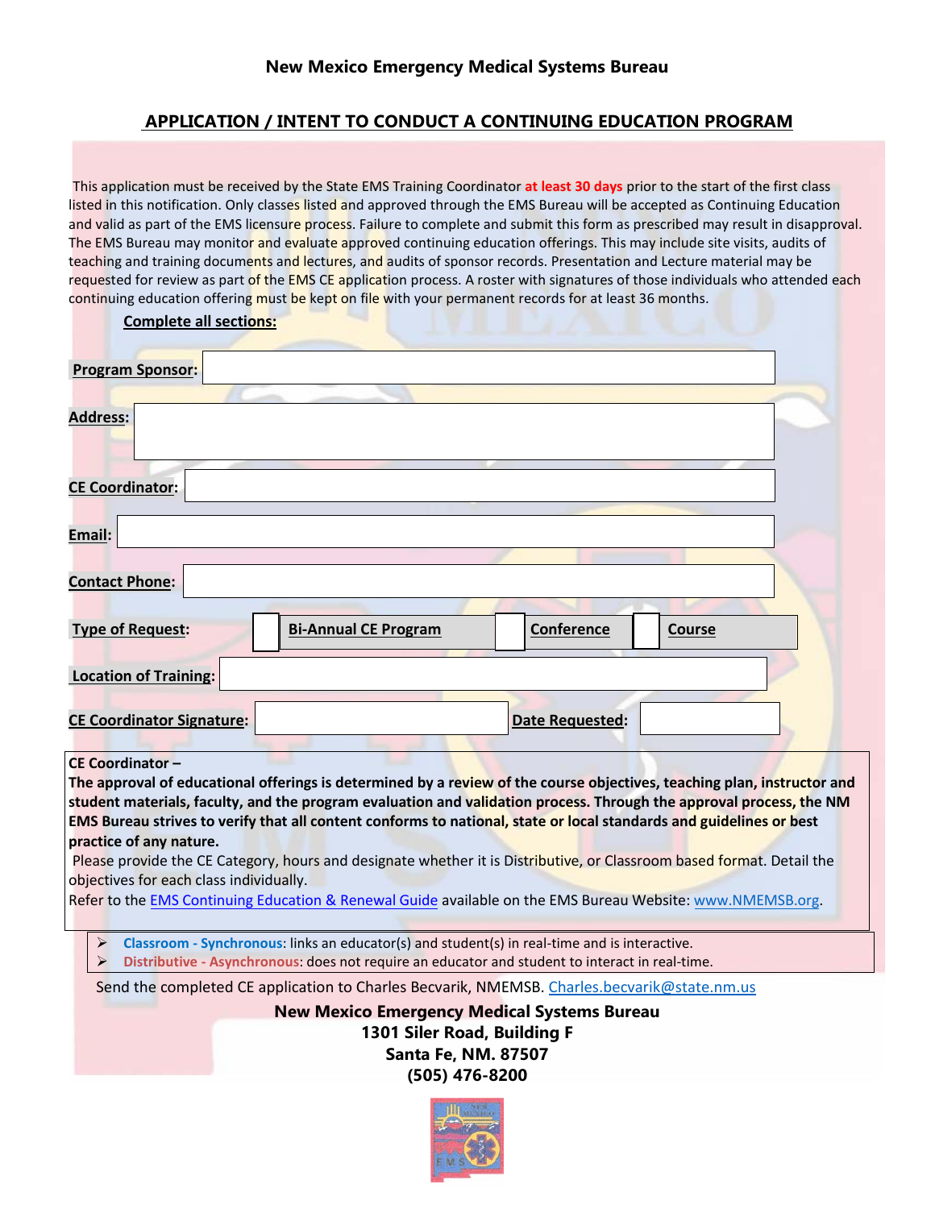**New Mexico Emergency Medical Systems Bureau**

## APPLICATION / INTENT TO CONDUCT A CONTINUING EDUCATION PROGRAM

This application must be received by the State EMS Training Coordinator **at least 30 days** prior to the start of the first class listed in this notification. Only classes listed and approved through the EMS Bureau will be accepted as Continuing Education and valid as part of the EMS licensure process. Failure to complete and submit this form as prescribed may result in disapproval. The EMS Bureau may monitor and evaluate approved continuing education offerings. This may include site visits, audits of teaching and training documents and lectures, and audits of sponsor records. Presentation and Lecture material may be requested for review as part of the EMS CE application process. A roster with signatures of those individuals who attended each continuing education offering must be kept on file with your permanent records for at least 36 months.

**Complete all sections:**

**Program Sponsor:**

**Address:**

**CE Coordinator:**

**Email:**

**Contact Phone:**

**Type of Request:** ☐ **Bi-Annual CE Program** ☐ **Conference** ☐ **Course**

**Location of Training:**

**CE Coordinator Signature:** **Date Requested:**

**CE Coordinator –**
**The approval of educational offerings is determined by a review of the course objectives, teaching plan, instructor and student materials, faculty, and the program evaluation and validation process. Through the approval process, the NM EMS Bureau strives to verify that all content conforms to national, state or local standards and guidelines or best practice of any nature.**
Please provide the CE Category, hours and designate whether it is Distributive, or Classroom based format. Detail the objectives for each class individually.
Refer to the EMS Continuing Education & Renewal Guide available on the EMS Bureau Website: www.NMEMSB.org.

- **Classroom - Synchronous**: links an educator(s) and student(s) in real-time and is interactive.
- **Distributive - Asynchronous**: does not require an educator and student to interact in real-time.

Send the completed CE application to Charles Becvarik, NMEMSB. Charles.becvarik@state.nm.us

**New Mexico Emergency Medical Systems Bureau**
**1301 Siler Road, Building F**
**Santa Fe, NM. 87507**
**(505) 476-8200**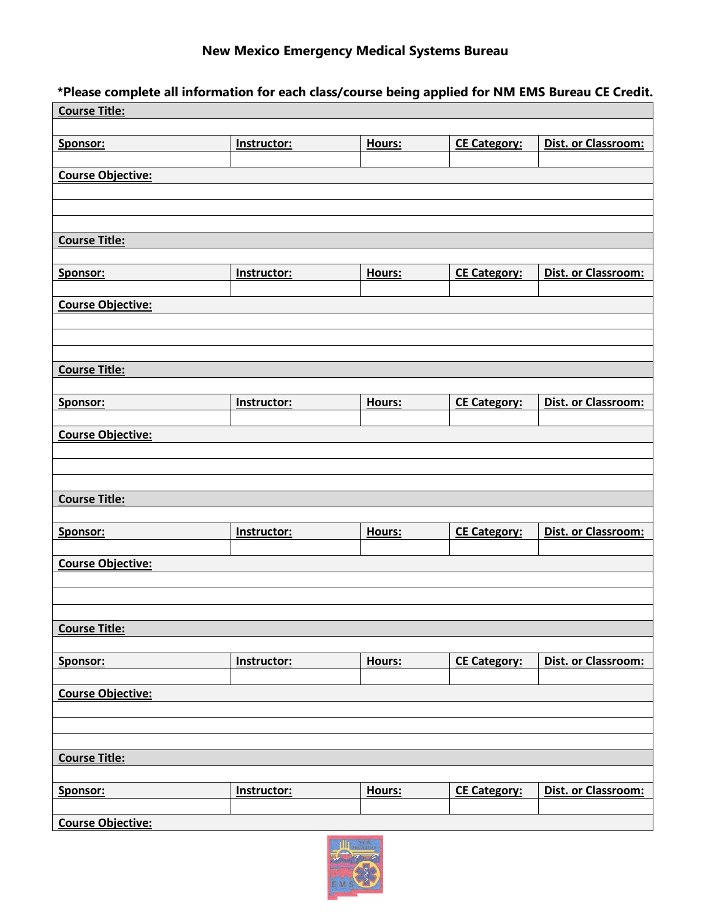**New Mexico Emergency Medical Systems Bureau**

***Please complete all information for each class/course being applied for NM EMS Bureau CE Credit.**

| **Course Title:** | | | | |
|---|---|---|---|---|
| | | | | |
| **Sponsor:** | **Instructor:** | **Hours:** | **CE Category:** | **Dist. or Classroom:** |
| | | | | |
| **Course Objective:** | | | | |
| | | | | |
| | | | | |
| | | | | |
| **Course Title:** | | | | |
| | | | | |
| **Sponsor:** | **Instructor:** | **Hours:** | **CE Category:** | **Dist. or Classroom:** |
| | | | | |
| **Course Objective:** | | | | |
| | | | | |
| | | | | |
| | | | | |
| **Course Title:** | | | | |
| | | | | |
| **Sponsor:** | **Instructor:** | **Hours:** | **CE Category:** | **Dist. or Classroom:** |
| | | | | |
| **Course Objective:** | | | | |
| | | | | |
| | | | | |
| | | | | |
| **Course Title:** | | | | |
| | | | | |
| **Sponsor:** | **Instructor:** | **Hours:** | **CE Category:** | **Dist. or Classroom:** |
| | | | | |
| **Course Objective:** | | | | |
| | | | | |
| | | | | |
| | | | | |
| **Course Title:** | | | | |
| | | | | |
| **Sponsor:** | **Instructor:** | **Hours:** | **CE Category:** | **Dist. or Classroom:** |
| | | | | |
| **Course Objective:** | | | | |
| | | | | |
| | | | | |
| | | | | |
| **Course Title:** | | | | |
| | | | | |
| **Sponsor:** | **Instructor:** | **Hours:** | **CE Category:** | **Dist. or Classroom:** |
| | | | | |
| **Course Objective:** | | | | |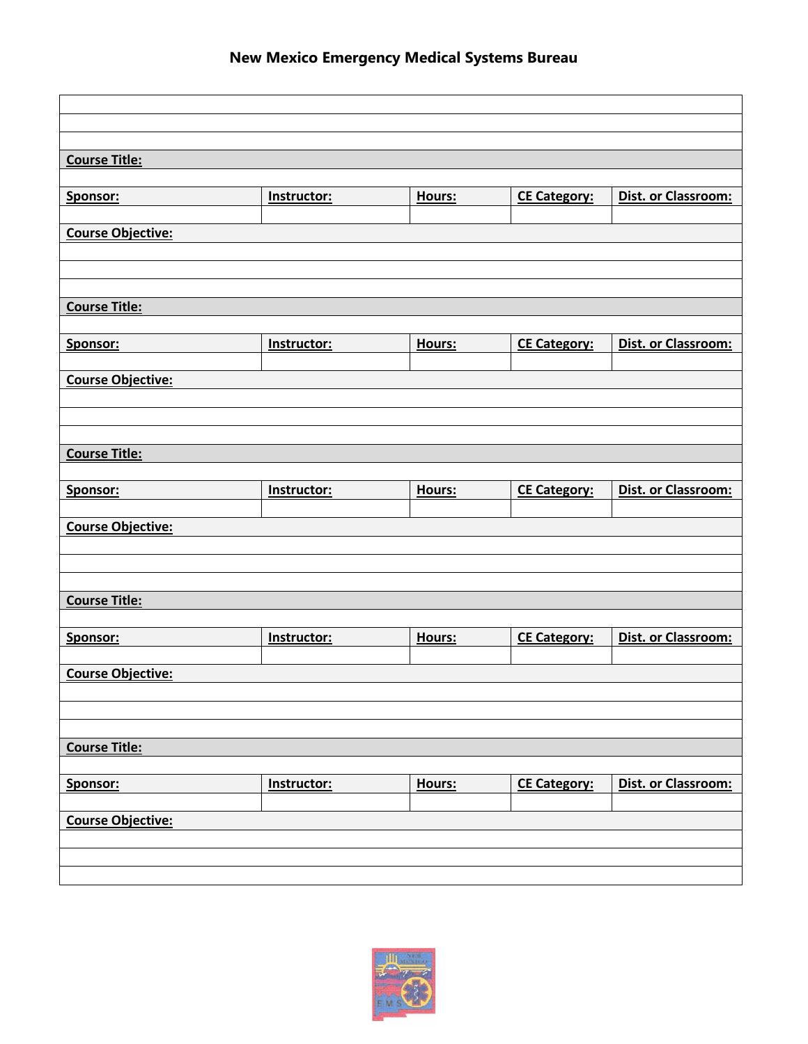# New Mexico Emergency Medical Systems Bureau

| | | | | |
|---|---|---|---|---|
| | | | | |
| | | | | |
| | | | | |
| **Course Title:** | | | | |
| | | | | |
| **Sponsor:** | **Instructor:** | **Hours:** | **CE Category:** | **Dist. or Classroom:** |
| | | | | |
| **Course Objective:** | | | | |
| | | | | |
| | | | | |
| | | | | |
| **Course Title:** | | | | |
| | | | | |
| **Sponsor:** | **Instructor:** | **Hours:** | **CE Category:** | **Dist. or Classroom:** |
| | | | | |
| **Course Objective:** | | | | |
| | | | | |
| | | | | |
| | | | | |
| **Course Title:** | | | | |
| | | | | |
| **Sponsor:** | **Instructor:** | **Hours:** | **CE Category:** | **Dist. or Classroom:** |
| | | | | |
| **Course Objective:** | | | | |
| | | | | |
| | | | | |
| | | | | |
| **Course Title:** | | | | |
| | | | | |
| **Sponsor:** | **Instructor:** | **Hours:** | **CE Category:** | **Dist. or Classroom:** |
| | | | | |
| **Course Objective:** | | | | |
| | | | | |
| | | | | |
| | | | | |
| **Course Title:** | | | | |
| | | | | |
| **Sponsor:** | **Instructor:** | **Hours:** | **CE Category:** | **Dist. or Classroom:** |
| | | | | |
| **Course Objective:** | | | | |
| | | | | |
| | | | | |
| | | | | |